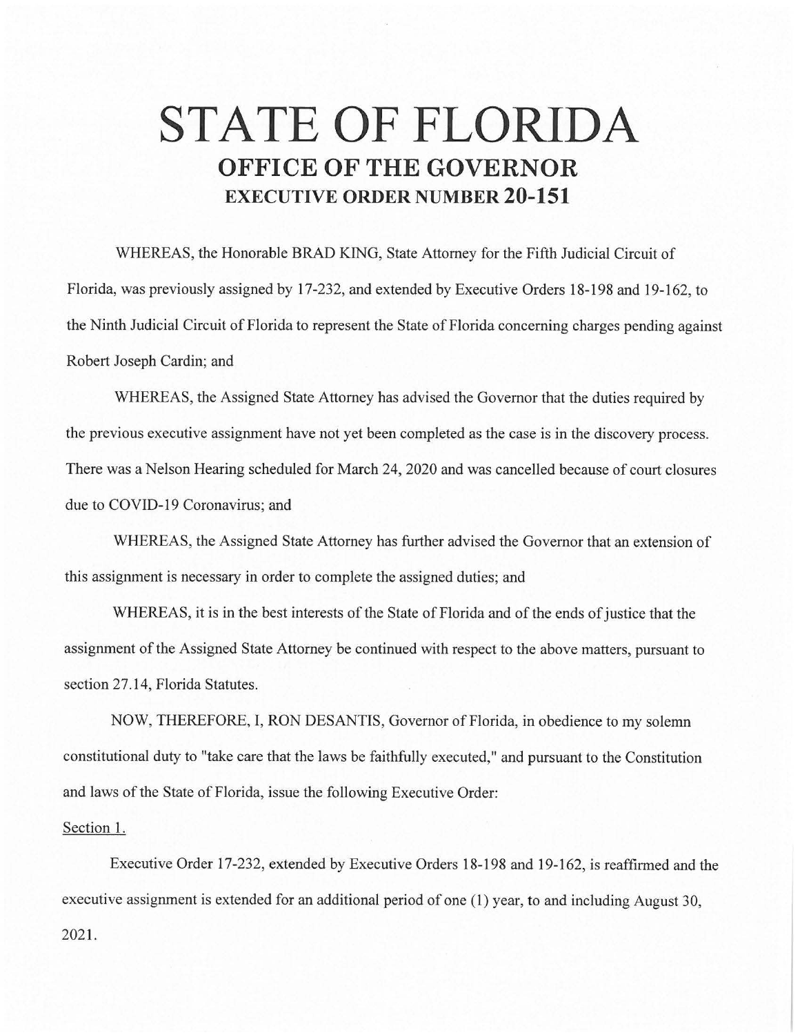# STATE OF FLORIDA

## OFFICE OF THE GOVERNOR

### EXECUTIVE ORDER NUMBER 20-151

WHEREAS, the Honorable BRAD KING, State Attorney for the Fifth Judicial Circuit of Florida, was previously assigned by 17-232, and extended by Executive Orders 18-198 and 19-162, to the Ninth Judicial Circuit of Florida to represent the State of Florida concerning charges pending against Robert Joseph Cardin; and

WHEREAS, the Assigned State Attorney has advised the Governor that the duties required by the previous executive assignment have not yet been completed as the case is in the discovery process. There was a Nelson Hearing scheduled for March 24, 2020 and was cancelled because of court closures due to COVID-19 Coronavirus; and

WHEREAS, the Assigned State Attorney has further advised the Governor that an extension of this assignment is necessary in order to complete the assigned duties; and

WHEREAS, it is in the best interests of the State of Florida and of the ends of justice that the assignment of the Assigned State Attorney be continued with respect to the above matters, pursuant to section 27.14, Florida Statutes.

NOW, THEREFORE, I, RON DESANTIS, Governor of Florida, in obedience to my solemn constitutional duty to "take care that the laws be faithfully executed," and pursuant to the Constitution and laws of the State of Florida, issue the following Executive Order:

Section 1.

Executive Order 17-232, extended by Executive Orders 18-198 and 19-162, is reaffirmed and the executive assignment is extended for an additional period of one (1) year, to and including August 30, 2021.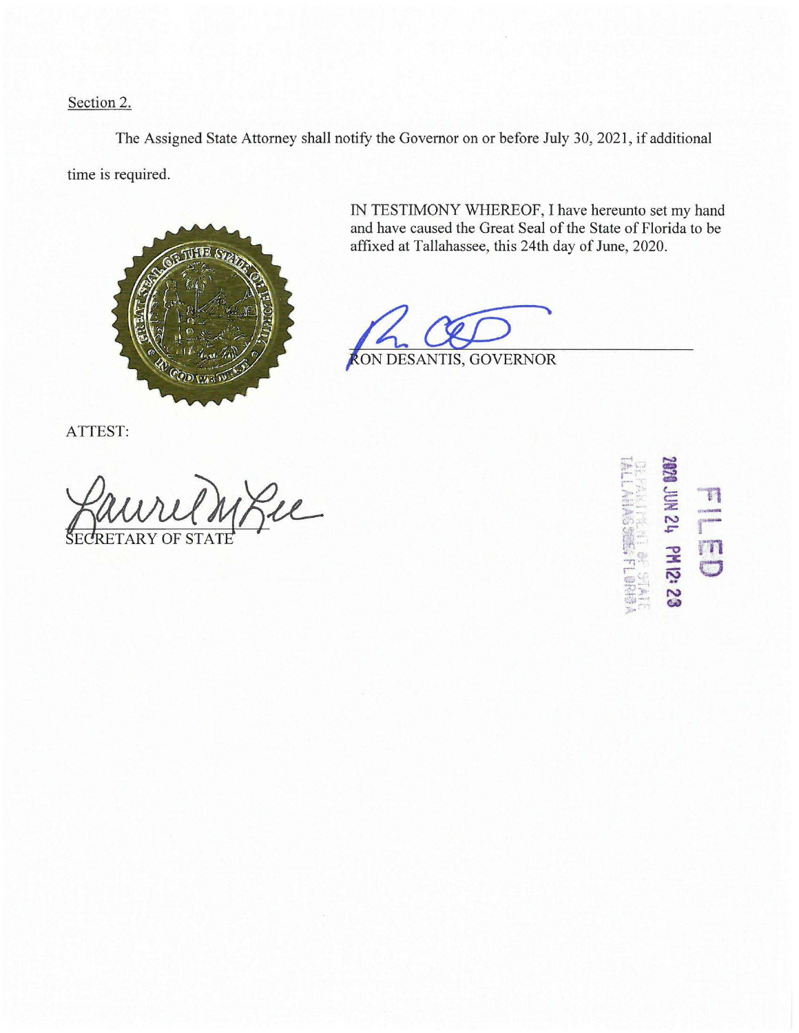Section 2.

The Assigned State Attorney shall notify the Governor on or before July 30, 2021, if additional time is required.

IN TESTIMONY WHEREOF, I have hereunto set my hand and have caused the Great Seal of the State of Florida to be affixed at Tallahassee, this 24th day of June, 2020.

RON DESANTIS, GOVERNOR

ATTEST:

SECRETARY OF STATE

FILED

2020 JUN 24 PM 12: 23

DEPARTMENT OF STATE
TALLAHASSEE, FLORIDA